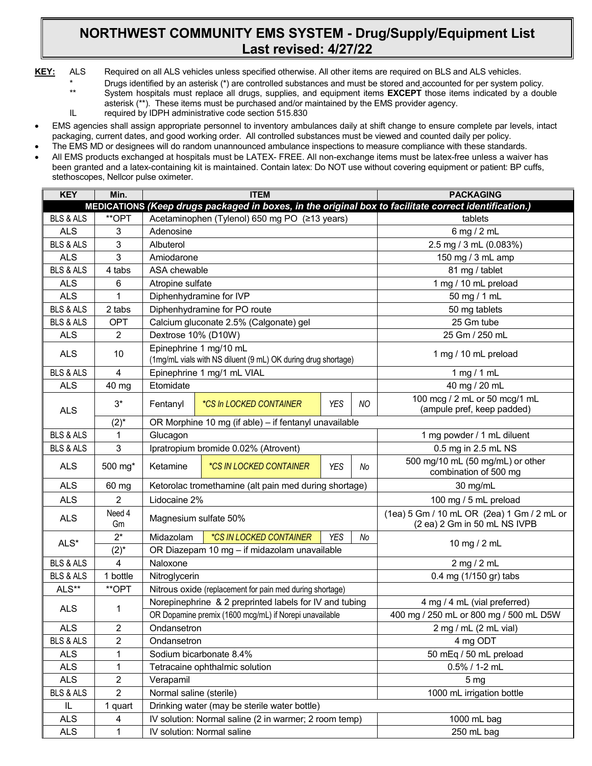# NORTHWEST COMMUNITY EMS SYSTEM - Drug/Supply/Equipment List
## Last revised: 4/27/22

**KEY:**
- ALS — Required on all ALS vehicles unless specified otherwise. All other items are required on BLS and ALS vehicles.
- \* — Drugs identified by an asterisk (*) are controlled substances and must be stored and accounted for per system policy.
- \*\* — System hospitals must replace all drugs, supplies, and equipment items **EXCEPT** those items indicated by a double asterisk (**). These items must be purchased and/or maintained by the EMS provider agency.
- IL — required by IDPH administrative code section 515.830

- EMS agencies shall assign appropriate personnel to inventory ambulances daily at shift change to ensure complete par levels, intact packaging, current dates, and good working order. All controlled substances must be viewed and counted daily per policy.
- The EMS MD or designees will do random unannounced ambulance inspections to measure compliance with these standards.
- All EMS products exchanged at hospitals must be LATEX- FREE. All non-exchange items must be latex-free unless a waiver has been granted and a latex-containing kit is maintained. Contain latex: Do NOT use without covering equipment or patient: BP cuffs, stethoscopes, Nellcor pulse oximeter.

| KEY | Min. | ITEM | PACKAGING |
|---|---|---|---|
| **MEDICATIONS** *(Keep drugs packaged in boxes, in the original box to facilitate correct identification.)* | | | |
| BLS & ALS | **OPT | Acetaminophen (Tylenol) 650 mg PO (≥13 years) | tablets |
| ALS | 3 | Adenosine | 6 mg / 2 mL |
| BLS & ALS | 3 | Albuterol | 2.5 mg / 3 mL (0.083%) |
| ALS | 3 | Amiodarone | 150 mg / 3 mL amp |
| BLS & ALS | 4 tabs | ASA chewable | 81 mg / tablet |
| ALS | 6 | Atropine sulfate | 1 mg / 10 mL preload |
| ALS | 1 | Diphenhydramine for IVP | 50 mg / 1 mL |
| BLS & ALS | 2 tabs | Diphenhydramine for PO route | 50 mg tablets |
| BLS & ALS | OPT | Calcium gluconate 2.5% (Calgonate) gel | 25 Gm tube |
| ALS | 2 | Dextrose 10% (D10W) | 25 Gm / 250 mL |
| ALS | 10 | Epinephrine 1 mg/10 mL (1mg/mL vials with NS diluent (9 mL) OK during drug shortage) | 1 mg / 10 mL preload |
| BLS & ALS | 4 | Epinephrine 1 mg/1 mL VIAL | 1 mg / 1 mL |
| ALS | 40 mg | Etomidate | 40 mg / 20 mL |
| ALS | 3* | Fentanyl — *CS In LOCKED CONTAINER* — YES / NO | 100 mcg / 2 mL or 50 mcg/1 mL (ampule pref, keep padded) |
| | (2)* | OR Morphine 10 mg (if able) – if fentanyl unavailable | |
| BLS & ALS | 1 | Glucagon | 1 mg powder / 1 mL diluent |
| BLS & ALS | 3 | Ipratropium bromide 0.02% (Atrovent) | 0.5 mg in 2.5 mL NS |
| ALS | 500 mg* | Ketamine — *CS IN LOCKED CONTAINER* — YES / No | 500 mg/10 mL (50 mg/mL) or other combination of 500 mg |
| ALS | 60 mg | Ketorolac tromethamine (alt pain med during shortage) | 30 mg/mL |
| ALS | 2 | Lidocaine 2% | 100 mg / 5 mL preload |
| ALS | Need 4 Gm | Magnesium sulfate 50% | (1ea) 5 Gm / 10 mL OR (2ea) 1 Gm / 2 mL or (2 ea) 2 Gm in 50 mL NS IVPB |
| ALS* | 2* | Midazolam — *CS IN LOCKED CONTAINER* — YES / No | 10 mg / 2 mL |
| | (2)* | OR Diazepam 10 mg – if midazolam unavailable | |
| BLS & ALS | 4 | Naloxone | 2 mg / 2 mL |
| BLS & ALS | 1 bottle | Nitroglycerin | 0.4 mg (1/150 gr) tabs |
| ALS** | **OPT | Nitrous oxide (replacement for pain med during shortage) | |
| ALS | 1 | Norepinephrine & 2 preprinted labels for IV and tubing | 4 mg / 4 mL (vial preferred) |
| | | OR Dopamine premix (1600 mcg/mL) if Norepi unavailable | 400 mg / 250 mL or 800 mg / 500 mL D5W |
| ALS | 2 | Ondansetron | 2 mg / mL (2 mL vial) |
| BLS & ALS | 2 | Ondansetron | 4 mg ODT |
| ALS | 1 | Sodium bicarbonate 8.4% | 50 mEq / 50 mL preload |
| ALS | 1 | Tetracaine ophthalmic solution | 0.5% / 1-2 mL |
| ALS | 2 | Verapamil | 5 mg |
| BLS & ALS | 2 | Normal saline (sterile) | 1000 mL irrigation bottle |
| IL | 1 quart | Drinking water (may be sterile water bottle) | |
| ALS | 4 | IV solution: Normal saline (2 in warmer; 2 room temp) | 1000 mL bag |
| ALS | 1 | IV solution: Normal saline | 250 mL bag |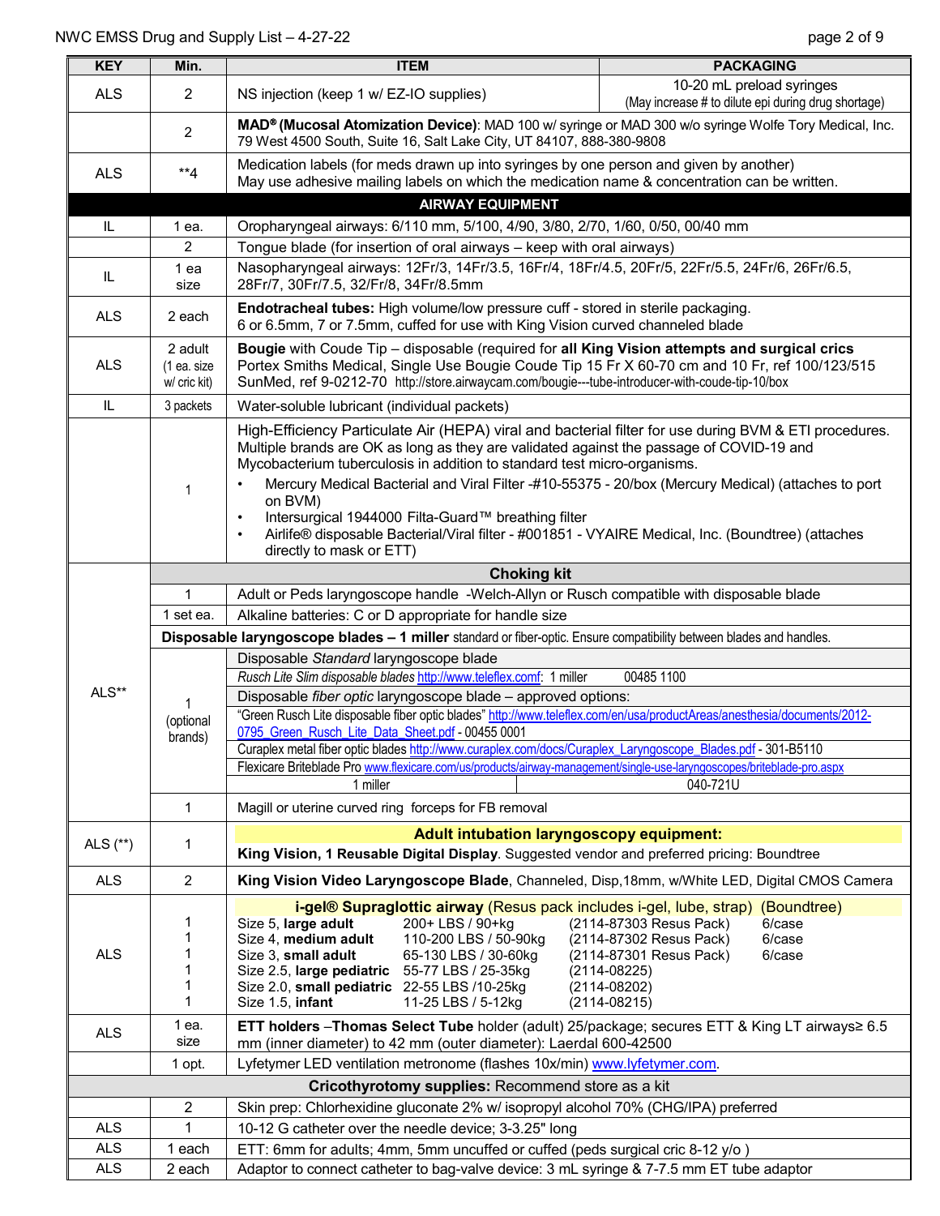| KEY | Min. | ITEM | PACKAGING |
|---|---|---|---|
| ALS | 2 | NS injection (keep 1 w/ EZ-IO supplies) | 10-20 mL preload syringes (May increase # to dilute epi during drug shortage) |
| | 2 | **MAD® (Mucosal Atomization Device)**: MAD 100 w/ syringe or MAD 300 w/o syringe Wolfe Tory Medical, Inc. 79 West 4500 South, Suite 16, Salt Lake City, UT 84107, 888-380-9808 | |
| ALS | **4 | Medication labels (for meds drawn up into syringes by one person and given by another) May use adhesive mailing labels on which the medication name & concentration can be written. | |
| | | **AIRWAY EQUIPMENT** | |
| IL | 1 ea. | Oropharyngeal airways: 6/110 mm, 5/100, 4/90, 3/80, 2/70, 1/60, 0/50, 00/40 mm | |
| | 2 | Tongue blade (for insertion of oral airways – keep with oral airways) | |
| IL | 1 ea size | Nasopharyngeal airways: 12Fr/3, 14Fr/3.5, 16Fr/4, 18Fr/4.5, 20Fr/5, 22Fr/5.5, 24Fr/6, 26Fr/6.5, 28Fr/7, 30Fr/7.5, 32/Fr/8, 34Fr/8.5mm | |
| ALS | 2 each | **Endotracheal tubes:** High volume/low pressure cuff - stored in sterile packaging. 6 or 6.5mm, 7 or 7.5mm, cuffed for use with King Vision curved channeled blade | |
| ALS | 2 adult (1 ea. size w/ cric kit) | **Bougie** with Coude Tip – disposable (required for **all King Vision attempts and surgical crics** Portex Smiths Medical, Single Use Bougie Coude Tip 15 Fr X 60-70 cm and 10 Fr, ref 100/123/515 SunMed, ref 9-0212-70 http://store.airwaycam.com/bougie---tube-introducer-with-coude-tip-10/box | |
| IL | 3 packets | Water-soluble lubricant (individual packets) | |
| | 1 | High-Efficiency Particulate Air (HEPA) viral and bacterial filter for use during BVM & ETI procedures. Multiple brands are OK as long as they are validated against the passage of COVID-19 and Mycobacterium tuberculosis in addition to standard test micro-organisms.<br>• Mercury Medical Bacterial and Viral Filter -#10-55375 - 20/box (Mercury Medical) (attaches to port on BVM)<br>• Intersurgical 1944000 Filta-Guard™ breathing filter<br>• Airlife® disposable Bacterial/Viral filter - #001851 - VYAIRE Medical, Inc. (Boundtree) (attaches directly to mask or ETT) | |
| ALS** | | **Choking kit** | |
| | 1 | Adult or Peds laryngoscope handle -Welch-Allyn or Rusch compatible with disposable blade | |
| | 1 set ea. | Alkaline batteries: C or D appropriate for handle size | |
| | | **Disposable laryngoscope blades – 1 miller** standard or fiber-optic. Ensure compatibility between blades and handles. | |
| | 1 (optional brands) | Disposable *Standard* laryngoscope blade | |
| | | *Rusch Lite Slim disposable blades* http://www.teleflex.comf: 1 miller | 00485 1100 |
| | | Disposable *fiber optic* laryngoscope blade – approved options: | |
| | | "Green Rusch Lite disposable fiber optic blades" http://www.teleflex.com/en/usa/productAreas/anesthesia/documents/2012-0795_Green_Rusch_Lite_Data_Sheet.pdf - 00455 0001 | |
| | | Curaplex metal fiber optic blades http://www.curaplex.com/docs/Curaplex_Laryngoscope_Blades.pdf - 301-B5110 | |
| | | Flexicare Briteblade Pro www.flexicare.com/us/products/airway-management/single-use-laryngoscopes/briteblade-pro.aspx | |
| | | 1 miller | 040-721U |
| | 1 | Magill or uterine curved ring forceps for FB removal | |
| ALS (**) | 1 | **Adult intubation laryngoscopy equipment:** **King Vision, 1 Reusable Digital Display**. Suggested vendor and preferred pricing: Boundtree | |
| ALS | 2 | **King Vision Video Laryngoscope Blade**, Channeled, Disp,18mm, w/White LED, Digital CMOS Camera | |
| ALS | 1<br>1<br>1<br>1<br>1<br>1 | **i-gel® Supraglottic airway** (Resus pack includes i-gel, lube, strap) (Boundtree)<br>Size 5, **large adult** 200+ LBS / 90+kg (2114-87303 Resus Pack) 6/case<br>Size 4, **medium adult** 110-200 LBS / 50-90kg (2114-87302 Resus Pack) 6/case<br>Size 3, **small adult** 65-130 LBS / 30-60kg (2114-87301 Resus Pack) 6/case<br>Size 2.5, **large pediatric** 55-77 LBS / 25-35kg (2114-08225)<br>Size 2.0, **small pediatric** 22-55 LBS /10-25kg (2114-08202)<br>Size 1.5, **infant** 11-25 LBS / 5-12kg (2114-08215) | |
| ALS | 1 ea. size | **ETT holders** –**Thomas Select Tube** holder (adult) 25/package; secures ETT & King LT airways≥ 6.5 mm (inner diameter) to 42 mm (outer diameter): Laerdal 600-42500 | |
| | 1 opt. | Lyfetymer LED ventilation metronome (flashes 10x/min) www.lyfetymer.com. | |
| | | **Cricothyrotomy supplies:** Recommend store as a kit | |
| | 2 | Skin prep: Chlorhexidine gluconate 2% w/ isopropyl alcohol 70% (CHG/IPA) preferred | |
| ALS | 1 | 10-12 G catheter over the needle device; 3-3.25" long | |
| ALS | 1 each | ETT: 6mm for adults; 4mm, 5mm uncuffed or cuffed (peds surgical cric 8-12 y/o ) | |
| ALS | 2 each | Adaptor to connect catheter to bag-valve device: 3 mL syringe & 7-7.5 mm ET tube adaptor | |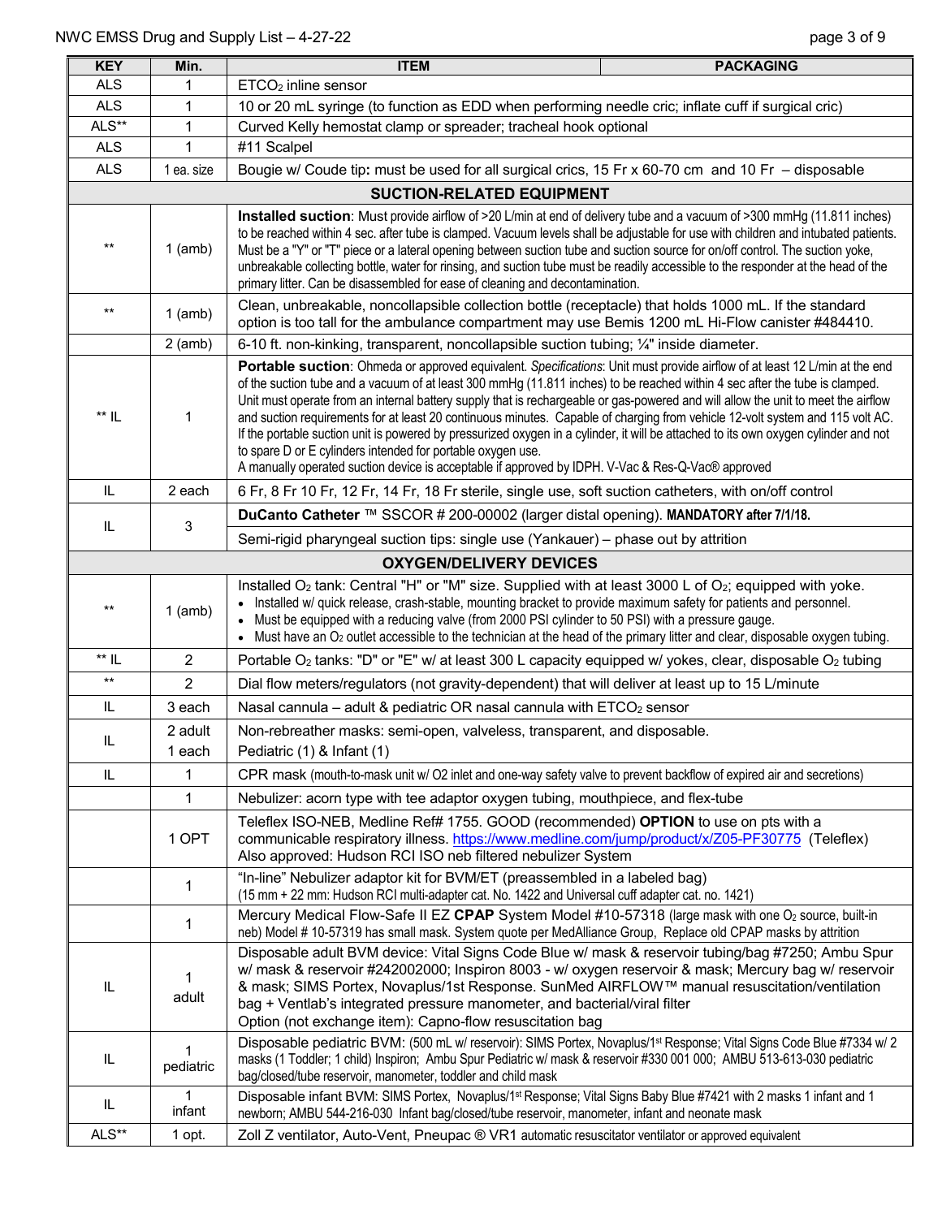| KEY | Min. | ITEM | PACKAGING |
|---|---|---|---|
| ALS | 1 | $ETCO_2$ inline sensor | |
| ALS | 1 | 10 or 20 mL syringe (to function as EDD when performing needle cric; inflate cuff if surgical cric) | |
| ALS** | 1 | Curved Kelly hemostat clamp or spreader; tracheal hook optional | |
| ALS | 1 | #11 Scalpel | |
| ALS | 1 ea. size | Bougie w/ Coude tip**:** must be used for all surgical crics, 15 Fr x 60-70 cm and 10 Fr – disposable | |
| | | **SUCTION-RELATED EQUIPMENT** | |
| ** | 1 (amb) | **Installed suction**: Must provide airflow of >20 L/min at end of delivery tube and a vacuum of >300 mmHg (11.811 inches) to be reached within 4 sec. after tube is clamped. Vacuum levels shall be adjustable for use with children and intubated patients. Must be a "Y" or "T" piece or a lateral opening between suction tube and suction source for on/off control. The suction yoke, unbreakable collecting bottle, water for rinsing, and suction tube must be readily accessible to the responder at the head of the primary litter. Can be disassembled for ease of cleaning and decontamination. | |
| ** | 1 (amb) | Clean, unbreakable, noncollapsible collection bottle (receptacle) that holds 1000 mL. If the standard option is too tall for the ambulance compartment may use Bemis 1200 mL Hi-Flow canister #484410. | |
| | 2 (amb) | 6-10 ft. non-kinking, transparent, noncollapsible suction tubing; ¼" inside diameter. | |
| ** IL | 1 | **Portable suction**: Ohmeda or approved equivalent. *Specifications*: Unit must provide airflow of at least 12 L/min at the end of the suction tube and a vacuum of at least 300 mmHg (11.811 inches) to be reached within 4 sec after the tube is clamped. Unit must operate from an internal battery supply that is rechargeable or gas-powered and will allow the unit to meet the airflow and suction requirements for at least 20 continuous minutes. Capable of charging from vehicle 12-volt system and 115 volt AC. If the portable suction unit is powered by pressurized oxygen in a cylinder, it will be attached to its own oxygen cylinder and not to spare D or E cylinders intended for portable oxygen use.<br>A manually operated suction device is acceptable if approved by IDPH. V-Vac & Res-Q-Vac® approved | |
| IL | 2 each | 6 Fr, 8 Fr 10 Fr, 12 Fr, 14 Fr, 18 Fr sterile, single use, soft suction catheters, with on/off control | |
| IL | 3 | **DuCanto Catheter** ™ SSCOR # 200-00002 (larger distal opening). **MANDATORY after 7/1/18.** | |
| | | Semi-rigid pharyngeal suction tips: single use (Yankauer) – phase out by attrition | |
| | | **OXYGEN/DELIVERY DEVICES** | |
| ** | 1 (amb) | Installed $O_2$ tank: Central "H" or "M" size. Supplied with at least 3000 L of $O_2$; equipped with yoke.<br>• Installed w/ quick release, crash-stable, mounting bracket to provide maximum safety for patients and personnel.<br>• Must be equipped with a reducing valve (from 2000 PSI cylinder to 50 PSI) with a pressure gauge.<br>• Must have an $O_2$ outlet accessible to the technician at the head of the primary litter and clear, disposable oxygen tubing. | |
| ** IL | 2 | Portable $O_2$ tanks: "D" or "E" w/ at least 300 L capacity equipped w/ yokes, clear, disposable $O_2$ tubing | |
| ** | 2 | Dial flow meters/regulators (not gravity-dependent) that will deliver at least up to 15 L/minute | |
| IL | 3 each | Nasal cannula – adult & pediatric OR nasal cannula with $ETCO_2$ sensor | |
| IL | 2 adult<br>1 each | Non-rebreather masks: semi-open, valveless, transparent, and disposable.<br>Pediatric (1) & Infant (1) | |
| IL | 1 | CPR mask (mouth-to-mask unit w/ O2 inlet and one-way safety valve to prevent backflow of expired air and secretions) | |
| | 1 | Nebulizer: acorn type with tee adaptor oxygen tubing, mouthpiece, and flex-tube | |
| | 1 OPT | Teleflex ISO-NEB, Medline Ref# 1755. GOOD (recommended) **OPTION** to use on pts with a communicable respiratory illness. https://www.medline.com/jump/product/x/Z05-PF30775 (Teleflex)<br>Also approved: Hudson RCI ISO neb filtered nebulizer System | |
| | 1 | "In-line" Nebulizer adaptor kit for BVM/ET (preassembled in a labeled bag)<br>(15 mm + 22 mm: Hudson RCI multi-adapter cat. No. 1422 and Universal cuff adapter cat. no. 1421) | |
| | 1 | Mercury Medical Flow-Safe II EZ **CPAP** System Model #10-57318 (large mask with one $O_2$ source, built-in neb) Model # 10-57319 has small mask. System quote per MedAlliance Group, Replace old CPAP masks by attrition | |
| IL | 1<br>adult | Disposable adult BVM device: Vital Signs Code Blue w/ mask & reservoir tubing/bag #7250; Ambu Spur w/ mask & reservoir #242002000; Inspiron 8003 - w/ oxygen reservoir & mask; Mercury bag w/ reservoir & mask; SIMS Portex, Novaplus/1st Response. SunMed AIRFLOW™ manual resuscitation/ventilation bag + Ventlab's integrated pressure manometer, and bacterial/viral filter<br>Option (not exchange item): Capno-flow resuscitation bag | |
| IL | 1<br>pediatric | Disposable pediatric BVM: (500 mL w/ reservoir): SIMS Portex, Novaplus/1st Response; Vital Signs Code Blue #7334 w/ 2 masks (1 Toddler; 1 child) Inspiron; Ambu Spur Pediatric w/ mask & reservoir #330 001 000; AMBU 513-613-030 pediatric bag/closed/tube reservoir, manometer, toddler and child mask | |
| IL | 1<br>infant | Disposable infant BVM: SIMS Portex, Novaplus/1st Response; Vital Signs Baby Blue #7421 with 2 masks 1 infant and 1 newborn; AMBU 544-216-030 Infant bag/closed/tube reservoir, manometer, infant and neonate mask | |
| ALS** | 1 opt. | Zoll Z ventilator, Auto-Vent, Pneupac ® VR1 automatic resuscitator ventilator or approved equivalent | |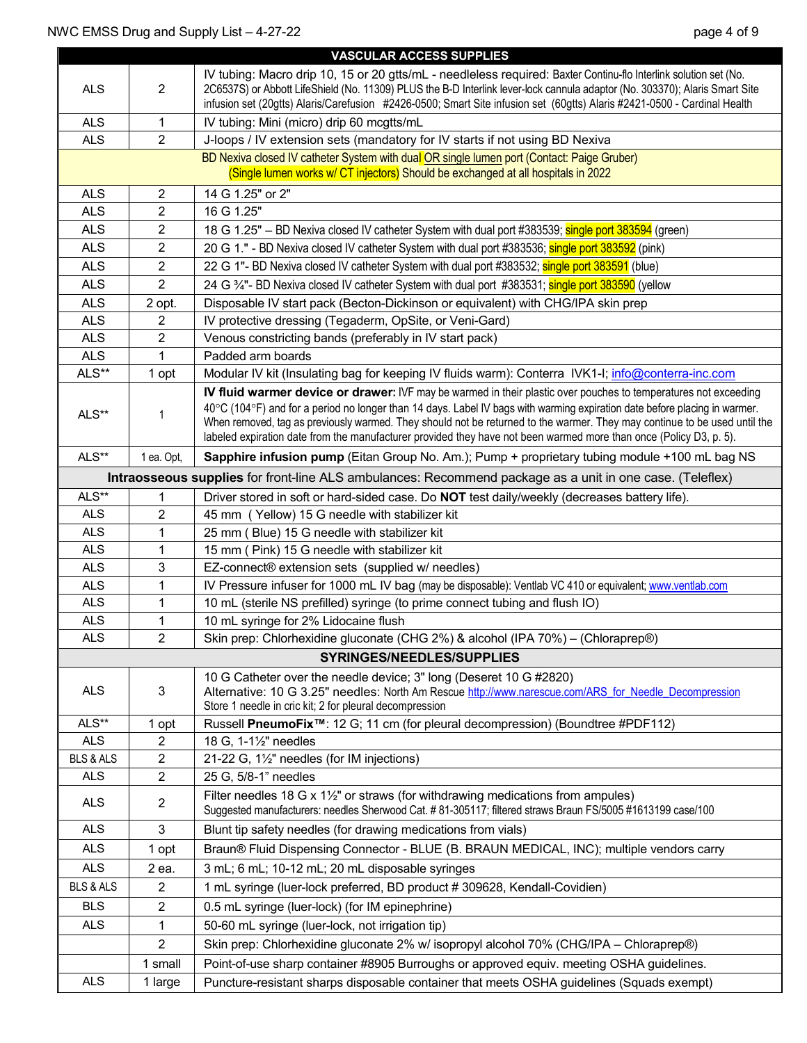| VASCULAR ACCESS SUPPLIES | | |
|---|---|---|
| ALS | 2 | IV tubing: Macro drip 10, 15 or 20 gtts/mL - needleless required: Baxter Continu-flo Interlink solution set (No. 2C6537S) or Abbott LifeShield (No. 11309) PLUS the B-D Interlink lever-lock cannula adaptor (No. 303370); Alaris Smart Site infusion set (20gtts) Alaris/Carefusion #2426-0500; Smart Site infusion set (60gtts) Alaris #2421-0500 - Cardinal Health |
| ALS | 1 | IV tubing: Mini (micro) drip 60 mcgtts/mL |
| ALS | 2 | J-loops / IV extension sets (mandatory for IV starts if not using BD Nexiva |
| | | BD Nexiva closed IV catheter System with dual OR single lumen port (Contact: Paige Gruber) (Single lumen works w/ CT injectors) Should be exchanged at all hospitals in 2022 |
| ALS | 2 | 14 G 1.25" or 2" |
| ALS | 2 | 16 G 1.25" |
| ALS | 2 | 18 G 1.25" – BD Nexiva closed IV catheter System with dual port #383539; single port 383594 (green) |
| ALS | 2 | 20 G 1." - BD Nexiva closed IV catheter System with dual port #383536; single port 383592 (pink) |
| ALS | 2 | 22 G 1"- BD Nexiva closed IV catheter System with dual port #383532; single port 383591 (blue) |
| ALS | 2 | 24 G ¾"- BD Nexiva closed IV catheter System with dual port #383531; single port 383590 (yellow |
| ALS | 2 opt. | Disposable IV start pack (Becton-Dickinson or equivalent) with CHG/IPA skin prep |
| ALS | 2 | IV protective dressing (Tegaderm, OpSite, or Veni-Gard) |
| ALS | 2 | Venous constricting bands (preferably in IV start pack) |
| ALS | 1 | Padded arm boards |
| ALS** | 1 opt | Modular IV kit (Insulating bag for keeping IV fluids warm): Conterra IVK1-I; info@conterra-inc.com |
| ALS** | 1 | **IV fluid warmer device or drawer:** IVF may be warmed in their plastic over pouches to temperatures not exceeding 40°C (104°F) and for a period no longer than 14 days. Label IV bags with warming expiration date before placing in warmer. When removed, tag as previously warmed. They should not be returned to the warmer. They may continue to be used until the labeled expiration date from the manufacturer provided they have not been warmed more than once (Policy D3, p. 5). |
| ALS** | 1 ea. Opt, | **Sapphire infusion pump** (Eitan Group No. Am.); Pump + proprietary tubing module +100 mL bag NS |
| | | **Intraosseous supplies** for front-line ALS ambulances: Recommend package as a unit in one case. (Teleflex) |
| ALS** | 1 | Driver stored in soft or hard-sided case. Do **NOT** test daily/weekly (decreases battery life). |
| ALS | 2 | 45 mm ( Yellow) 15 G needle with stabilizer kit |
| ALS | 1 | 25 mm ( Blue) 15 G needle with stabilizer kit |
| ALS | 1 | 15 mm ( Pink) 15 G needle with stabilizer kit |
| ALS | 3 | EZ-connect® extension sets (supplied w/ needles) |
| ALS | 1 | IV Pressure infuser for 1000 mL IV bag (may be disposable): Ventlab VC 410 or equivalent; www.ventlab.com |
| ALS | 1 | 10 mL (sterile NS prefilled) syringe (to prime connect tubing and flush IO) |
| ALS | 1 | 10 mL syringe for 2% Lidocaine flush |
| ALS | 2 | Skin prep: Chlorhexidine gluconate (CHG 2%) & alcohol (IPA 70%) – (Chloraprep®) |
| | | **SYRINGES/NEEDLES/SUPPLIES** |
| ALS | 3 | 10 G Catheter over the needle device; 3" long (Deseret 10 G #2820) Alternative: 10 G 3.25" needles: North Am Rescue http://www.narescue.com/ARS_for_Needle_Decompression Store 1 needle in cric kit; 2 for pleural decompression |
| ALS** | 1 opt | Russell **PneumoFix™**: 12 G; 11 cm (for pleural decompression) (Boundtree #PDF112) |
| ALS | 2 | 18 G, 1-1½" needles |
| BLS & ALS | 2 | 21-22 G, 1½" needles (for IM injections) |
| ALS | 2 | 25 G, 5/8-1" needles |
| ALS | 2 | Filter needles 18 G x 1½" or straws (for withdrawing medications from ampules) Suggested manufacturers: needles Sherwood Cat. # 81-305117; filtered straws Braun FS/5005 #1613199 case/100 |
| ALS | 3 | Blunt tip safety needles (for drawing medications from vials) |
| ALS | 1 opt | Braun® Fluid Dispensing Connector - BLUE (B. BRAUN MEDICAL, INC); multiple vendors carry |
| ALS | 2 ea. | 3 mL; 6 mL; 10-12 mL; 20 mL disposable syringes |
| BLS & ALS | 2 | 1 mL syringe (luer-lock preferred, BD product # 309628, Kendall-Covidien) |
| BLS | 2 | 0.5 mL syringe (luer-lock) (for IM epinephrine) |
| ALS | 1 | 50-60 mL syringe (luer-lock, not irrigation tip) |
| | 2 | Skin prep: Chlorhexidine gluconate 2% w/ isopropyl alcohol 70% (CHG/IPA – Chloraprep®) |
| | 1 small | Point-of-use sharp container #8905 Burroughs or approved equiv. meeting OSHA guidelines. |
| ALS | 1 large | Puncture-resistant sharps disposable container that meets OSHA guidelines (Squads exempt) |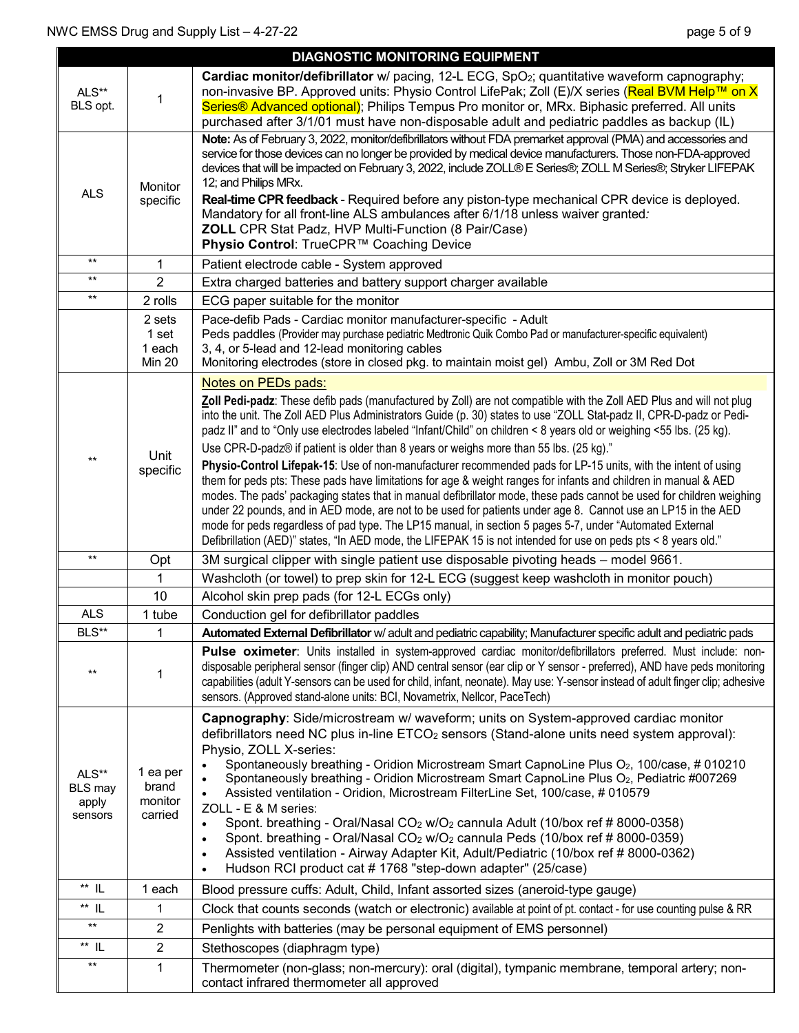| DIAGNOSTIC MONITORING EQUIPMENT | | |
|---|---|---|
| ALS** BLS opt. | 1 | **Cardiac monitor/defibrillator** w/ pacing, 12-L ECG, $SpO_2$; quantitative waveform capnography; non-invasive BP. Approved units: Physio Control LifePak; Zoll (E)/X series (Real BVM Help™ on X Series® Advanced optional); Philips Tempus Pro monitor or, MRx. Biphasic preferred. All units purchased after 3/1/01 must have non-disposable adult and pediatric paddles as backup (IL) |
| ALS | Monitor specific | **Note:** As of February 3, 2022, monitor/defibrillators without FDA premarket approval (PMA) and accessories and service for those devices can no longer be provided by medical device manufacturers. Those non-FDA-approved devices that will be impacted on February 3, 2022, include ZOLL® E Series®; ZOLL M Series®; Stryker LIFEPAK 12; and Philips MRx.<br>**Real-time CPR feedback** - Required before any piston-type mechanical CPR device is deployed. Mandatory for all front-line ALS ambulances after 6/1/18 unless waiver granted:<br>**ZOLL** CPR Stat Padz, HVP Multi-Function (8 Pair/Case)<br>**Physio Control**: TrueCPR™ Coaching Device |
| ** | 1 | Patient electrode cable - System approved |
| ** | 2 | Extra charged batteries and battery support charger available |
| ** | 2 rolls | ECG paper suitable for the monitor |
| | 2 sets<br>1 set<br>1 each<br>Min 20 | Pace-defib Pads - Cardiac monitor manufacturer-specific - Adult<br>Peds paddles (Provider may purchase pediatric Medtronic Quik Combo Pad or manufacturer-specific equivalent)<br>3, 4, or 5-lead and 12-lead monitoring cables<br>Monitoring electrodes (store in closed pkg. to maintain moist gel) Ambu, Zoll or 3M Red Dot |
| ** | Unit specific | Notes on PEDs pads:<br>**Zoll Pedi-padz**: These defib pads (manufactured by Zoll) are not compatible with the Zoll AED Plus and will not plug into the unit. The Zoll AED Plus Administrators Guide (p. 30) states to use "ZOLL Stat-padz II, CPR-D-padz or Pedi-padz II" and to "Only use electrodes labeled "Infant/Child" on children < 8 years old or weighing <55 lbs. (25 kg).<br>Use CPR-D-padz® if patient is older than 8 years or weighs more than 55 lbs. (25 kg)."<br>**Physio-Control Lifepak-15**: Use of non-manufacturer recommended pads for LP-15 units, with the intent of using them for peds pts: These pads have limitations for age & weight ranges for infants and children in manual & AED modes. The pads' packaging states that in manual defibrillator mode, these pads cannot be used for children weighing under 22 pounds, and in AED mode, are not to be used for patients under age 8. Cannot use an LP15 in the AED mode for peds regardless of pad type. The LP15 manual, in section 5 pages 5-7, under "Automated External Defibrillation (AED)" states, "In AED mode, the LIFEPAK 15 is not intended for use on peds pts < 8 years old." |
| ** | Opt | 3M surgical clipper with single patient use disposable pivoting heads – model 9661. |
| | 1 | Washcloth (or towel) to prep skin for 12-L ECG (suggest keep washcloth in monitor pouch) |
| | 10 | Alcohol skin prep pads (for 12-L ECGs only) |
| ALS | 1 tube | Conduction gel for defibrillator paddles |
| BLS** | 1 | **Automated External Defibrillator** w/ adult and pediatric capability; Manufacturer specific adult and pediatric pads |
| ** | 1 | **Pulse oximeter**: Units installed in system-approved cardiac monitor/defibrillators preferred. Must include: non-disposable peripheral sensor (finger clip) AND central sensor (ear clip or Y sensor - preferred), AND have peds monitoring capabilities (adult Y-sensors can be used for child, infant, neonate). May use: Y-sensor instead of adult finger clip; adhesive sensors. (Approved stand-alone units: BCI, Novametrix, Nellcor, PaceTech) |
| ALS** BLS may apply sensors | 1 ea per brand monitor carried | **Capnography**: Side/microstream w/ waveform; units on System-approved cardiac monitor defibrillators need NC plus in-line $ETCO_2$ sensors (Stand-alone units need system approval):<br>Physio, ZOLL X-series:<br>• Spontaneously breathing - Oridion Microstream Smart CapnoLine Plus $O_2$, 100/case, # 010210<br>• Spontaneously breathing - Oridion Microstream Smart CapnoLine Plus $O_2$, Pediatric #007269<br>• Assisted ventilation - Oridion, Microstream FilterLine Set, 100/case, # 010579<br>ZOLL - E & M series:<br>• Spont. breathing - Oral/Nasal $CO_2$ w/$O_2$ cannula Adult (10/box ref # 8000-0358)<br>• Spont. breathing - Oral/Nasal $CO_2$ w/$O_2$ cannula Peds (10/box ref # 8000-0359)<br>• Assisted ventilation - Airway Adapter Kit, Adult/Pediatric (10/box ref # 8000-0362)<br>• Hudson RCI product cat # 1768 "step-down adapter" (25/case) |
| ** IL | 1 each | Blood pressure cuffs: Adult, Child, Infant assorted sizes (aneroid-type gauge) |
| ** IL | 1 | Clock that counts seconds (watch or electronic) available at point of pt. contact - for use counting pulse & RR |
| ** | 2 | Penlights with batteries (may be personal equipment of EMS personnel) |
| ** IL | 2 | Stethoscopes (diaphragm type) |
| ** | 1 | Thermometer (non-glass; non-mercury): oral (digital), tympanic membrane, temporal artery; non-contact infrared thermometer all approved |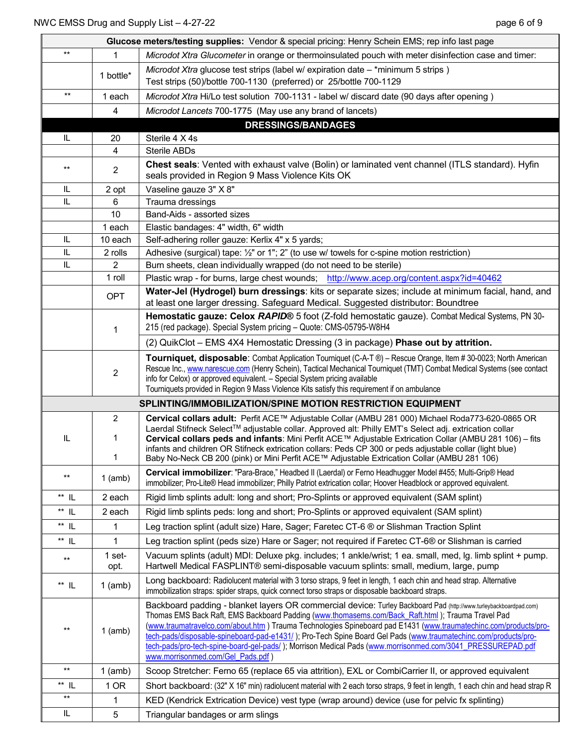| | | Glucose meters/testing supplies: Vendor & special pricing: Henry Schein EMS; rep info last page |
|---|---|---|
| ** | 1 | *Microdot Xtra Glucometer* in orange or thermoinsulated pouch with meter disinfection case and timer: |
| | 1 bottle* | *Microdot Xtra* glucose test strips (label w/ expiration date – *minimum 5 strips ) Test strips (50)/bottle 700-1130 (preferred) or 25/bottle 700-1129 |
| ** | 1 each | *Microdot Xtra* Hi/Lo test solution 700-1131 - label w/ discard date (90 days after opening ) |
| | 4 | *Microdot Lancets* 700-1775 (May use any brand of lancets) |
| | | **DRESSINGS/BANDAGES** |
| IL | 20 | Sterile 4 X 4s |
| | 4 | Sterile ABDs |
| ** | 2 | **Chest seals**: Vented with exhaust valve (Bolin) or laminated vent channel (ITLS standard). Hyfin seals provided in Region 9 Mass Violence Kits OK |
| IL | 2 opt | Vaseline gauze 3" X 8" |
| IL | 6 | Trauma dressings |
| | 10 | Band-Aids - assorted sizes |
| | 1 each | Elastic bandages: 4" width, 6" width |
| IL | 10 each | Self-adhering roller gauze: Kerlix 4" x 5 yards; |
| IL | 2 rolls | Adhesive (surgical) tape: ½" or 1"; 2" (to use w/ towels for c-spine motion restriction) |
| IL | 2 | Burn sheets, clean individually wrapped (do not need to be sterile) |
| | 1 roll | Plastic wrap - for burns, large chest wounds; http://www.acep.org/content.aspx?id=40462 |
| | OPT | **Water-Jel (Hydrogel) burn dressings**: kits or separate sizes; include at minimum facial, hand, and at least one larger dressing. Safeguard Medical. Suggested distributor: Boundtree |
| | 1 | **Hemostatic gauze: Celox *RAPID*®** 5 foot (Z-fold hemostatic gauze). Combat Medical Systems, PN 30-215 (red package). Special System pricing – Quote: CMS-05795-W8H4 |
| | | (2) QuikClot – EMS 4X4 Hemostatic Dressing (3 in package) **Phase out by attrition.** |
| | 2 | **Tourniquet, disposable**: Combat Application Tourniquet (C-A-T ®) – Rescue Orange, Item # 30-0023; North American Rescue Inc., www.narescue.com (Henry Schein), Tactical Mechanical Tourniquet (TMT) Combat Medical Systems (see contact info for Celox) or approved equivalent. – Special System pricing available. Tourniquets provided in Region 9 Mass Violence Kits satisfy this requirement if on ambulance |
| | | **SPLINTING/IMMOBILIZATION/SPINE MOTION RESTRICTION EQUIPMENT** |
| IL | 2<br>1<br>1 | **Cervical collars adult:** Perfit ACE™ Adjustable Collar (AMBU 281 000) Michael Roda773-620-0865 OR Laerdal Stifneck Select™ adjustable collar. Approved alt: Philly EMT's Select adj. extrication collar **Cervical collars peds and infants**: Mini Perfit ACE™ Adjustable Extrication Collar (AMBU 281 106) – fits infants and children OR Stifneck extrication collars: Peds CP 300 or peds adjustable collar (light blue) Baby No-Neck CB 200 (pink) or Mini Perfit ACE™ Adjustable Extrication Collar (AMBU 281 106) |
| ** | 1 (amb) | **Cervical immobilizer**: "Para-Brace," Headbed II (Laerdal) or Ferno Headhugger Model #455; Multi-Grip® Head immobilizer; Pro-Lite® Head immobilizer; Philly Patriot extrication collar; Hoover Headblock or approved equivalent. |
| ** IL | 2 each | Rigid limb splints adult: long and short; Pro-Splints or approved equivalent (SAM splint) |
| ** IL | 2 each | Rigid limb splints peds: long and short; Pro-Splints or approved equivalent (SAM splint) |
| ** IL | 1 | Leg traction splint (adult size) Hare, Sager; Faretec CT-6 ® or Slishman Traction Splint |
| ** IL | 1 | Leg traction splint (peds size) Hare or Sager; not required if Faretec CT-6® or Slishman is carried |
| ** | 1 set-opt. | Vacuum splints (adult) MDI: Deluxe pkg. includes; 1 ankle/wrist; 1 ea. small, med, lg. limb splint + pump. Hartwell Medical FASPLINT® semi-disposable vacuum splints: small, medium, large, pump |
| ** IL | 1 (amb) | Long backboard: Radiolucent material with 3 torso straps, 9 feet in length, 1 each chin and head strap. Alternative immobilization straps: spider straps, quick connect torso straps or disposable backboard straps. |
| ** | 1 (amb) | Backboard padding - blanket layers OR commercial device: Turley Backboard Pad (http://www.turleybackboardpad.com) Thomas EMS Back Raft, EMS Backboard Padding (www.thomasems.com/Back_Raft.html ); Trauma Travel Pad (www.traumatravelco.com/about.htm ) Trauma Technologies Spineboard pad E1431 (www.traumatechinc.com/products/pro-tech-pads/disposable-spineboard-pad-e1431/ ); Pro-Tech Spine Board Gel Pads (www.traumatechinc.com/products/pro-tech-pads/pro-tech-spine-board-gel-pads/ ); Morrison Medical Pads (www.morrisonmed.com/3041_PRESSUREPAD.pdf www.morrisonmed.com/Gel_Pads.pdf ) |
| ** | 1 (amb) | Scoop Stretcher: Ferno 65 (replace 65 via attrition), EXL or CombiCarrier II, or approved equivalent |
| ** IL | 1 OR | Short backboard: (32" X 16" min) radiolucent material with 2 each torso straps, 9 feet in length, 1 each chin and head strap R |
| ** | 1 | KED (Kendrick Extrication Device) vest type (wrap around) device (use for pelvic fx splinting) |
| IL | 5 | Triangular bandages or arm slings |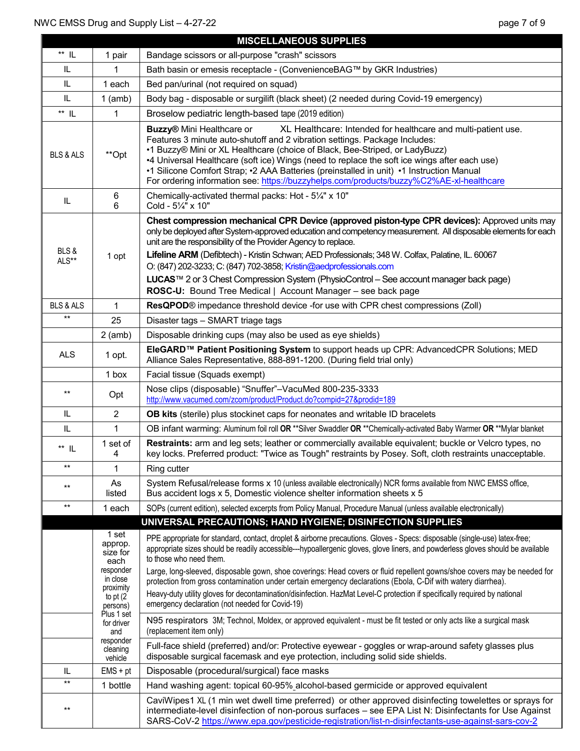| MISCELLANEOUS SUPPLIES | | |
|---|---|---|
| ** IL | 1 pair | Bandage scissors or all-purpose "crash" scissors |
| IL | 1 | Bath basin or emesis receptacle - (ConvenienceBAG™ by GKR Industries) |
| IL | 1 each | Bed pan/urinal (not required on squad) |
| IL | 1 (amb) | Body bag - disposable or surgilift (black sheet) (2 needed during Covid-19 emergency) |
| ** IL | 1 | Broselow pediatric length-based tape (2019 edition) |
| BLS & ALS | **Opt | **Buzzy®** Mini Healthcare or XL Healthcare: Intended for healthcare and multi-patient use. Features 3 minute auto-shutoff and 2 vibration settings. Package Includes:<br>•1 Buzzy® Mini or XL Healthcare (choice of Black, Bee-Striped, or LadyBuzz)<br>•4 Universal Healthcare (soft ice) Wings (need to replace the soft ice wings after each use)<br>•1 Silicone Comfort Strap; •2 AAA Batteries (preinstalled in unit) •1 Instruction Manual<br>For ordering information see: https://buzzyhelps.com/products/buzzy%C2%AE-xl-healthcare |
| IL | 6<br>6 | Chemically-activated thermal packs: Hot - 5¼" x 10"<br>Cold - 5¼" x 10" |
| BLS & ALS** | 1 opt | **Chest compression mechanical CPR Device (approved piston-type CPR devices):** Approved units may only be deployed after System-approved education and competency measurement. All disposable elements for each unit are the responsibility of the Provider Agency to replace.<br>**Lifeline ARM** (Defibtech) - Kristin Schwan; AED Professionals; 348 W. Colfax, Palatine, IL. 60067<br>O: (847) 202-3233; C: (847) 702-3858; Kristin@aedprofessionals.com<br>**LUCAS**™ 2 or 3 Chest Compression System (PhysioControl – See account manager back page)<br>**ROSC-U:** Bound Tree Medical \| Account Manager – see back page |
| BLS & ALS | 1 | **ResQPOD**® impedance threshold device -for use with CPR chest compressions (Zoll) |
| ** | 25 | Disaster tags – SMART triage tags |
| | 2 (amb) | Disposable drinking cups (may also be used as eye shields) |
| ALS | 1 opt. | **EleGARD™ Patient Positioning System** to support heads up CPR: AdvancedCPR Solutions; MED Alliance Sales Representative, 888-891-1200. (During field trial only) |
| | 1 box | Facial tissue (Squads exempt) |
| ** | Opt | Nose clips (disposable) "Snuffer"–VacuMed 800-235-3333<br>http://www.vacumed.com/zcom/product/Product.do?compid=27&prodid=189 |
| IL | 2 | **OB kits** (sterile) plus stockinet caps for neonates and writable ID bracelets |
| IL | 1 | OB infant warming: Aluminum foil roll **OR** **Silver Swaddler **OR** **Chemically-activated Baby Warmer **OR** **Mylar blanket |
| ** IL | 1 set of 4 | **Restraints:** arm and leg sets; leather or commercially available equivalent; buckle or Velcro types, no key locks. Preferred product: "Twice as Tough" restraints by Posey. Soft, cloth restraints unacceptable. |
| ** | 1 | Ring cutter |
| ** | As listed | System Refusal/release forms x 10 (unless available electronically) NCR forms available from NWC EMSS office, Bus accident logs x 5, Domestic violence shelter information sheets x 5 |
| ** | 1 each | SOPs (current edition), selected excerpts from Policy Manual, Procedure Manual (unless available electronically) |
| **UNIVERSAL PRECAUTIONS; HAND HYGIENE; DISINFECTION SUPPLIES** | | |
| | 1 set approp. size for each responder in close proximity to pt (2 persons) Plus 1 set for driver and responder cleaning vehicle | PPE appropriate for standard, contact, droplet & airborne precautions. Gloves - Specs: disposable (single-use) latex-free; appropriate sizes should be readily accessible---hypoallergenic gloves, glove liners, and powderless gloves should be available to those who need them.<br>Large, long-sleeved, disposable gown, shoe coverings: Head covers or fluid repellent gowns/shoe covers may be needed for protection from gross contamination under certain emergency declarations (Ebola, C-Dif with watery diarrhea).<br>Heavy-duty utility gloves for decontamination/disinfection. HazMat Level-C protection if specifically required by national emergency declaration (not needed for Covid-19) |
| | | N95 respirators 3M; Technol, Moldex, or approved equivalent - must be fit tested or only acts like a surgical mask (replacement item only) |
| | | Full-face shield (preferred) and/or: Protective eyewear - goggles or wrap-around safety glasses plus disposable surgical facemask and eye protection, including solid side shields. |
| IL | EMS + pt | Disposable (procedural/surgical) face masks |
| ** | 1 bottle | Hand washing agent: topical 60-95% alcohol-based germicide or approved equivalent |
| ** | | CaviWipes1 XL (1 min wet dwell time preferred) or other approved disinfecting towelettes or sprays for intermediate-level disinfection of non-porous surfaces – see EPA List N: Disinfectants for Use Against SARS-CoV-2 https://www.epa.gov/pesticide-registration/list-n-disinfectants-use-against-sars-cov-2 |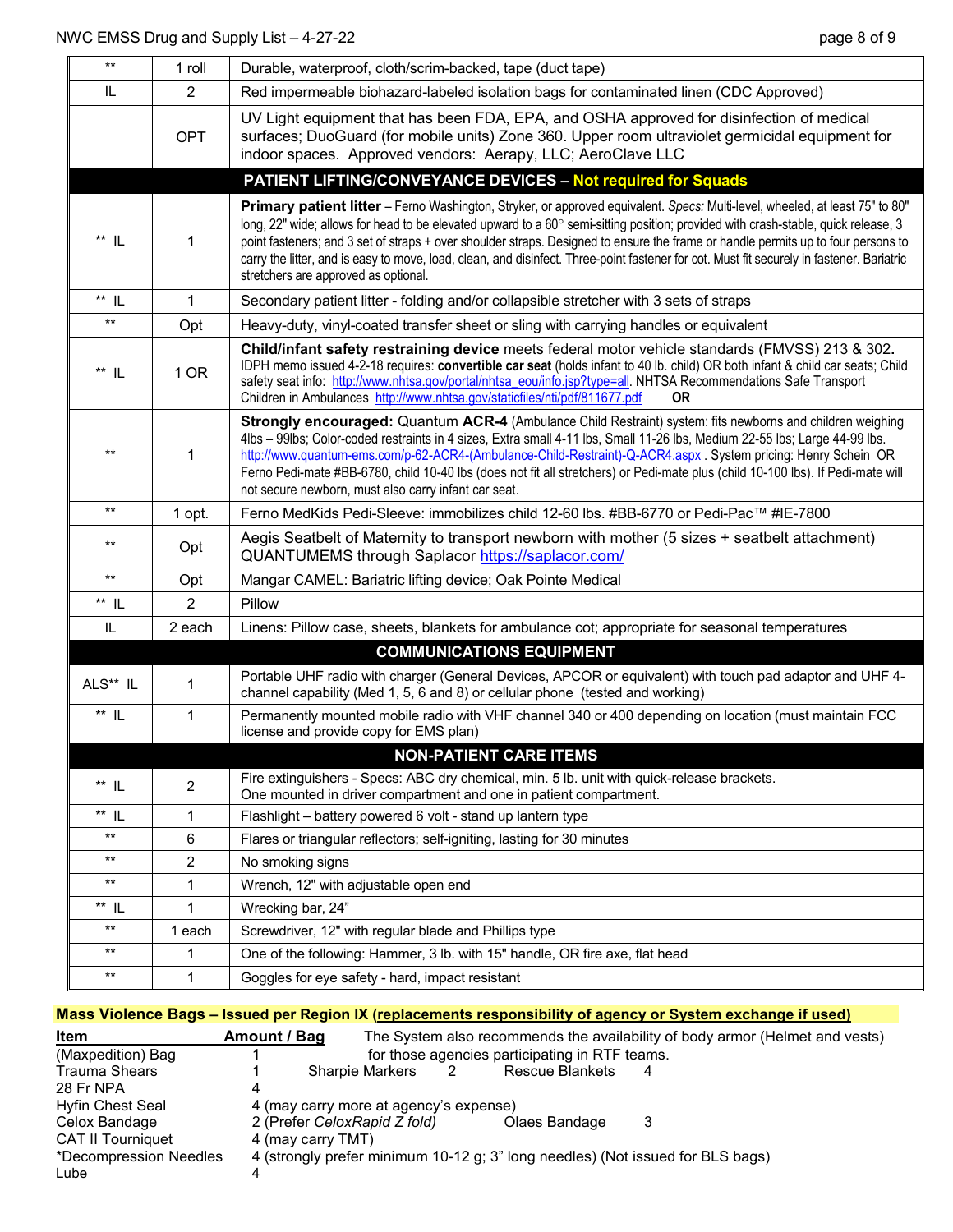| | | |
|---|---|---|
| ** | 1 roll | Durable, waterproof, cloth/scrim-backed, tape (duct tape) |
| IL | 2 | Red impermeable biohazard-labeled isolation bags for contaminated linen (CDC Approved) |
| | OPT | UV Light equipment that has been FDA, EPA, and OSHA approved for disinfection of medical surfaces; DuoGuard (for mobile units) Zone 360. Upper room ultraviolet germicidal equipment for indoor spaces. Approved vendors: Aerapy, LLC; AeroClave LLC |
| | | **PATIENT LIFTING/CONVEYANCE DEVICES – Not required for Squads** |
| ** IL | 1 | **Primary patient litter** – Ferno Washington, Stryker, or approved equivalent. *Specs:* Multi-level, wheeled, at least 75" to 80" long, 22" wide; allows for head to be elevated upward to a 60° semi-sitting position; provided with crash-stable, quick release, 3 point fasteners; and 3 set of straps + over shoulder straps. Designed to ensure the frame or handle permits up to four persons to carry the litter, and is easy to move, load, clean, and disinfect. Three-point fastener for cot. Must fit securely in fastener. Bariatric stretchers are approved as optional. |
| ** IL | 1 | Secondary patient litter - folding and/or collapsible stretcher with 3 sets of straps |
| ** | Opt | Heavy-duty, vinyl-coated transfer sheet or sling with carrying handles or equivalent |
| ** IL | 1 OR | **Child/infant safety restraining device** meets federal motor vehicle standards (FMVSS) 213 & 302. IDPH memo issued 4-2-18 requires: **convertible car seat** (holds infant to 40 lb. child) OR both infant & child car seats; Child safety seat info: http://www.nhtsa.gov/portal/nhtsa_eou/info.jsp?type=all. NHTSA Recommendations Safe Transport Children in Ambulances http://www.nhtsa.gov/staticfiles/nti/pdf/811677.pdf **OR** |
| ** | 1 | **Strongly encouraged:** Quantum **ACR-4** (Ambulance Child Restraint) system: fits newborns and children weighing 4lbs – 99lbs; Color-coded restraints in 4 sizes, Extra small 4-11 lbs, Small 11-26 lbs, Medium 22-55 lbs; Large 44-99 lbs. http://www.quantum-ems.com/p-62-ACR4-(Ambulance-Child-Restraint)-Q-ACR4.aspx . System pricing: Henry Schein OR Ferno Pedi-mate #BB-6780, child 10-40 lbs (does not fit all stretchers) or Pedi-mate plus (child 10-100 lbs). If Pedi-mate will not secure newborn, must also carry infant car seat. |
| ** | 1 opt. | Ferno MedKids Pedi-Sleeve: immobilizes child 12-60 lbs. #BB-6770 or Pedi-Pac™ #IE-7800 |
| ** | Opt | Aegis Seatbelt of Maternity to transport newborn with mother (5 sizes + seatbelt attachment) QUANTUMEMS through Saplacor https://saplacor.com/ |
| ** | Opt | Mangar CAMEL: Bariatric lifting device; Oak Pointe Medical |
| ** IL | 2 | Pillow |
| IL | 2 each | Linens: Pillow case, sheets, blankets for ambulance cot; appropriate for seasonal temperatures |
| | | **COMMUNICATIONS EQUIPMENT** |
| ALS** IL | 1 | Portable UHF radio with charger (General Devices, APCOR or equivalent) with touch pad adaptor and UHF 4-channel capability (Med 1, 5, 6 and 8) or cellular phone (tested and working) |
| ** IL | 1 | Permanently mounted mobile radio with VHF channel 340 or 400 depending on location (must maintain FCC license and provide copy for EMS plan) |
| | | **NON-PATIENT CARE ITEMS** |
| ** IL | 2 | Fire extinguishers - Specs: ABC dry chemical, min. 5 lb. unit with quick-release brackets. One mounted in driver compartment and one in patient compartment. |
| ** IL | 1 | Flashlight – battery powered 6 volt - stand up lantern type |
| ** | 6 | Flares or triangular reflectors; self-igniting, lasting for 30 minutes |
| ** | 2 | No smoking signs |
| ** | 1 | Wrench, 12" with adjustable open end |
| ** IL | 1 | Wrecking bar, 24" |
| ** | 1 each | Screwdriver, 12" with regular blade and Phillips type |
| ** | 1 | One of the following: Hammer, 3 lb. with 15" handle, OR fire axe, flat head |
| ** | 1 | Goggles for eye safety - hard, impact resistant |

**Mass Violence Bags – Issued per Region IX (replacements responsibility of agency or System exchange if used)**

The System also recommends the availability of body armor (Helmet and vests) for those agencies participating in RTF teams.

| Item | Amount / Bag | | | | |
|---|---|---|---|---|---|
| (Maxpedition) Bag | 1 | | | | |
| Trauma Shears | 1 | Sharpie Markers | 2 | Rescue Blankets | 4 |
| 28 Fr NPA | 4 | | | | |
| Hyfin Chest Seal | 4 (may carry more at agency's expense) | | | | |
| Celox Bandage | 2 (Prefer *CeloxRapid Z fold)* | | | Olaes Bandage | 3 |
| CAT II Tourniquet | 4 (may carry TMT) | | | | |
| *Decompression Needles | 4 (strongly prefer minimum 10-12 g; 3" long needles) (Not issued for BLS bags) | | | | |
| Lube | 4 | | | | |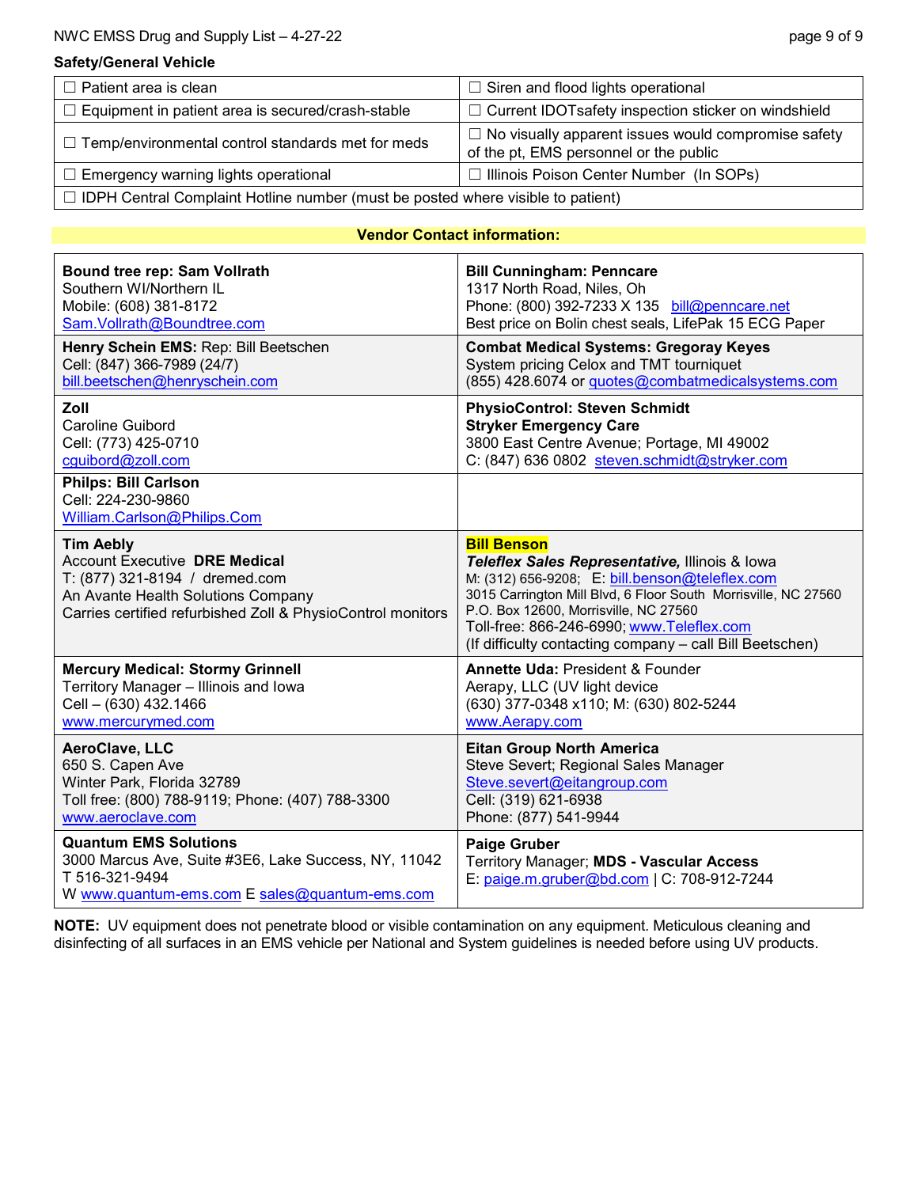### Safety/General Vehicle

| | |
|---|---|
| ☐ Patient area is clean | ☐ Siren and flood lights operational |
| ☐ Equipment in patient area is secured/crash-stable | ☐ Current IDOTsafety inspection sticker on windshield |
| ☐ Temp/environmental control standards met for meds | ☐ No visually apparent issues would compromise safety of the pt, EMS personnel or the public |
| ☐ Emergency warning lights operational | ☐ Illinois Poison Center Number (In SOPs) |
| ☐ IDPH Central Complaint Hotline number (must be posted where visible to patient) | |

### Vendor Contact information:

| | |
|---|---|
| **Bound tree rep: Sam Vollrath**<br>Southern WI/Northern IL<br>Mobile: (608) 381-8172<br>Sam.Vollrath@Boundtree.com | **Bill Cunningham: Penncare**<br>1317 North Road, Niles, Oh<br>Phone: (800) 392-7233 X 135 bill@penncare.net<br>Best price on Bolin chest seals, LifePak 15 ECG Paper |
| **Henry Schein EMS:** Rep: Bill Beetschen<br>Cell: (847) 366-7989 (24/7)<br>bill.beetschen@henryschein.com | **Combat Medical Systems: Gregoray Keyes**<br>System pricing Celox and TMT tourniquet<br>(855) 428.6074 or quotes@combatmedicalsystems.com |
| **Zoll**<br>Caroline Guibord<br>Cell: (773) 425-0710<br>cguibord@zoll.com | **PhysioControl: Steven Schmidt**<br>**Stryker Emergency Care**<br>3800 East Centre Avenue; Portage, MI 49002<br>C: (847) 636 0802 steven.schmidt@stryker.com |
| **Philips: Bill Carlson**<br>Cell: 224-230-9860<br>William.Carlson@Philips.Com | |
| **Tim Aebly**<br>Account Executive **DRE Medical**<br>T: (877) 321-8194 / dremed.com<br>An Avante Health Solutions Company<br>Carries certified refurbished Zoll & PhysioControl monitors | **Bill Benson**<br>***Teleflex Sales Representative,*** Illinois & Iowa<br>M: (312) 656-9208; E: bill.benson@teleflex.com<br>3015 Carrington Mill Blvd, 6 Floor South Morrisville, NC 27560<br>P.O. Box 12600, Morrisville, NC 27560<br>Toll-free: 866-246-6990; www.Teleflex.com<br>(If difficulty contacting company – call Bill Beetschen) |
| **Mercury Medical: Stormy Grinnell**<br>Territory Manager – Illinois and Iowa<br>Cell – (630) 432.1466<br>www.mercurymed.com | **Annette Uda:** President & Founder<br>Aerapy, LLC (UV light device<br>(630) 377-0348 x110; M: (630) 802-5244<br>www.Aerapy.com |
| **AeroClave, LLC**<br>650 S. Capen Ave<br>Winter Park, Florida 32789<br>Toll free: (800) 788-9119; Phone: (407) 788-3300<br>www.aeroclave.com | **Eitan Group North America**<br>Steve Severt; Regional Sales Manager<br>Steve.severt@eitangroup.com<br>Cell: (319) 621-6938<br>Phone: (877) 541-9944 |
| **Quantum EMS Solutions**<br>3000 Marcus Ave, Suite #3E6, Lake Success, NY, 11042<br>T 516-321-9494<br>W www.quantum-ems.com E sales@quantum-ems.com | **Paige Gruber**<br>Territory Manager; **MDS - Vascular Access**<br>E: paige.m.gruber@bd.com \| C: 708-912-7244 |

**NOTE:** UV equipment does not penetrate blood or visible contamination on any equipment. Meticulous cleaning and disinfecting of all surfaces in an EMS vehicle per National and System guidelines is needed before using UV products.